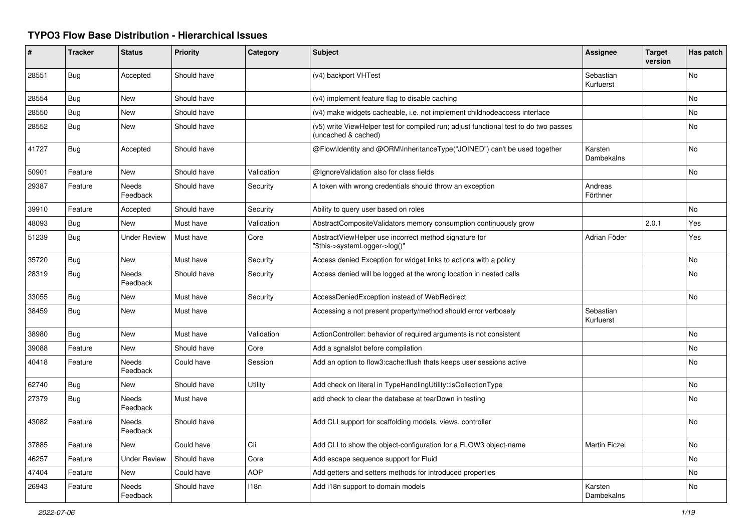# TYPO3 Flow Base Distribution - Hierarchical Issues

| # | Tracker | Status | Priority | Category | Subject | Assignee | Target version | Has patch |
|---|---|---|---|---|---|---|---|---|
| 28551 | Bug | Accepted | Should have | | (v4) backport VHTest | Sebastian Kurfuerst | | No |
| 28554 | Bug | New | Should have | | (v4) implement feature flag to disable caching | | | No |
| 28550 | Bug | New | Should have | | (v4) make widgets cacheable, i.e. not implement childnodeaccess interface | | | No |
| 28552 | Bug | New | Should have | | (v5) write ViewHelper test for compiled run; adjust functional test to do two passes (uncached & cached) | | | No |
| 41727 | Bug | Accepted | Should have | | @Flow\Identity and @ORM\InheritanceType("JOINED") can't be used together | Karsten Dambekalns | | No |
| 50901 | Feature | New | Should have | Validation | @IgnoreValidation also for class fields | | | No |
| 29387 | Feature | Needs Feedback | Should have | Security | A token with wrong credentials should throw an exception | Andreas Förthner | | |
| 39910 | Feature | Accepted | Should have | Security | Ability to query user based on roles | | | No |
| 48093 | Bug | New | Must have | Validation | AbstractCompositeValidators memory consumption continuously grow | | 2.0.1 | Yes |
| 51239 | Bug | Under Review | Must have | Core | AbstractViewHelper use incorrect method signature for "$this->systemLogger->log()" | Adrian Föder | | Yes |
| 35720 | Bug | New | Must have | Security | Access denied Exception for widget links to actions with a policy | | | No |
| 28319 | Bug | Needs Feedback | Should have | Security | Access denied will be logged at the wrong location in nested calls | | | No |
| 33055 | Bug | New | Must have | Security | AccessDeniedException instead of WebRedirect | | | No |
| 38459 | Bug | New | Must have | | Accessing a not present property/method should error verbosely | Sebastian Kurfuerst | | |
| 38980 | Bug | New | Must have | Validation | ActionController: behavior of required arguments is not consistent | | | No |
| 39088 | Feature | New | Should have | Core | Add a sgnalslot before compilation | | | No |
| 40418 | Feature | Needs Feedback | Could have | Session | Add an option to flow3:cache:flush thats keeps user sessions active | | | No |
| 62740 | Bug | New | Should have | Utility | Add check on literal in TypeHandlingUtility::isCollectionType | | | No |
| 27379 | Bug | Needs Feedback | Must have | | add check to clear the database at tearDown in testing | | | No |
| 43082 | Feature | Needs Feedback | Should have | | Add CLI support for scaffolding models, views, controller | | | No |
| 37885 | Feature | New | Could have | Cli | Add CLI to show the object-configuration for a FLOW3 object-name | Martin Ficzel | | No |
| 46257 | Feature | Under Review | Should have | Core | Add escape sequence support for Fluid | | | No |
| 47404 | Feature | New | Could have | AOP | Add getters and setters methods for introduced properties | | | No |
| 26943 | Feature | Needs Feedback | Should have | I18n | Add i18n support to domain models | Karsten Dambekalns | | No |

*2022-07-06*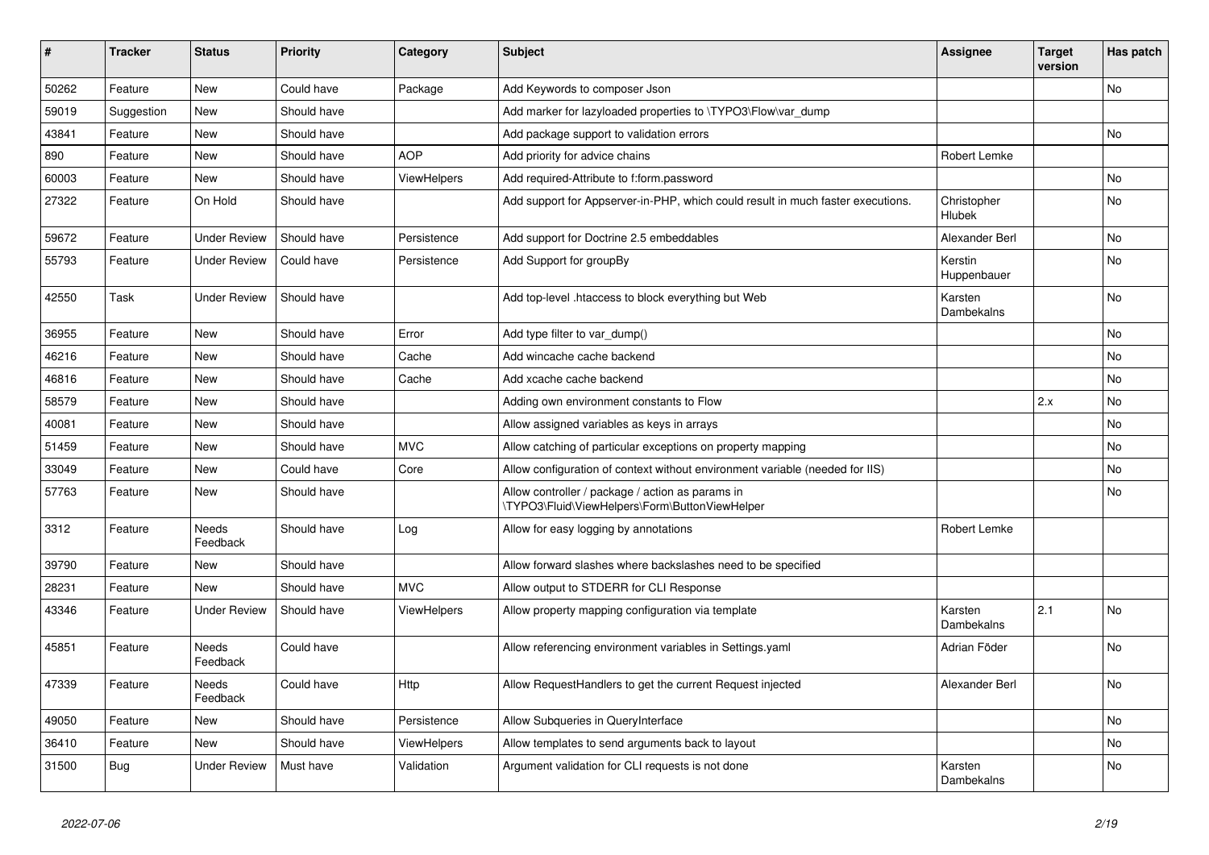| # | Tracker | Status | Priority | Category | Subject | Assignee | Target version | Has patch |
|---|---|---|---|---|---|---|---|---|
| 50262 | Feature | New | Could have | Package | Add Keywords to composer Json | | | No |
| 59019 | Suggestion | New | Should have | | Add marker for lazyloaded properties to \TYPO3\Flow\var_dump | | | |
| 43841 | Feature | New | Should have | | Add package support to validation errors | | | No |
| 890 | Feature | New | Should have | AOP | Add priority for advice chains | Robert Lemke | | |
| 60003 | Feature | New | Should have | ViewHelpers | Add required-Attribute to f:form.password | | | No |
| 27322 | Feature | On Hold | Should have | | Add support for Appserver-in-PHP, which could result in much faster executions. | Christopher Hlubek | | No |
| 59672 | Feature | Under Review | Should have | Persistence | Add support for Doctrine 2.5 embeddables | Alexander Berl | | No |
| 55793 | Feature | Under Review | Could have | Persistence | Add Support for groupBy | Kerstin Huppenbauer | | No |
| 42550 | Task | Under Review | Should have | | Add top-level .htaccess to block everything but Web | Karsten Dambekalns | | No |
| 36955 | Feature | New | Should have | Error | Add type filter to var_dump() | | | No |
| 46216 | Feature | New | Should have | Cache | Add wincache cache backend | | | No |
| 46816 | Feature | New | Should have | Cache | Add xcache cache backend | | | No |
| 58579 | Feature | New | Should have | | Adding own environment constants to Flow | | 2.x | No |
| 40081 | Feature | New | Should have | | Allow assigned variables as keys in arrays | | | No |
| 51459 | Feature | New | Should have | MVC | Allow catching of particular exceptions on property mapping | | | No |
| 33049 | Feature | New | Could have | Core | Allow configuration of context without environment variable (needed for IIS) | | | No |
| 57763 | Feature | New | Should have | | Allow controller / package / action as params in \TYPO3\Fluid\ViewHelpers\Form\ButtonViewHelper | | | No |
| 3312 | Feature | Needs Feedback | Should have | Log | Allow for easy logging by annotations | Robert Lemke | | |
| 39790 | Feature | New | Should have | | Allow forward slashes where backslashes need to be specified | | | |
| 28231 | Feature | New | Should have | MVC | Allow output to STDERR for CLI Response | | | |
| 43346 | Feature | Under Review | Should have | ViewHelpers | Allow property mapping configuration via template | Karsten Dambekalns | 2.1 | No |
| 45851 | Feature | Needs Feedback | Could have | | Allow referencing environment variables in Settings.yaml | Adrian Föder | | No |
| 47339 | Feature | Needs Feedback | Could have | Http | Allow RequestHandlers to get the current Request injected | Alexander Berl | | No |
| 49050 | Feature | New | Should have | Persistence | Allow Subqueries in QueryInterface | | | No |
| 36410 | Feature | New | Should have | ViewHelpers | Allow templates to send arguments back to layout | | | No |
| 31500 | Bug | Under Review | Must have | Validation | Argument validation for CLI requests is not done | Karsten Dambekalns | | No |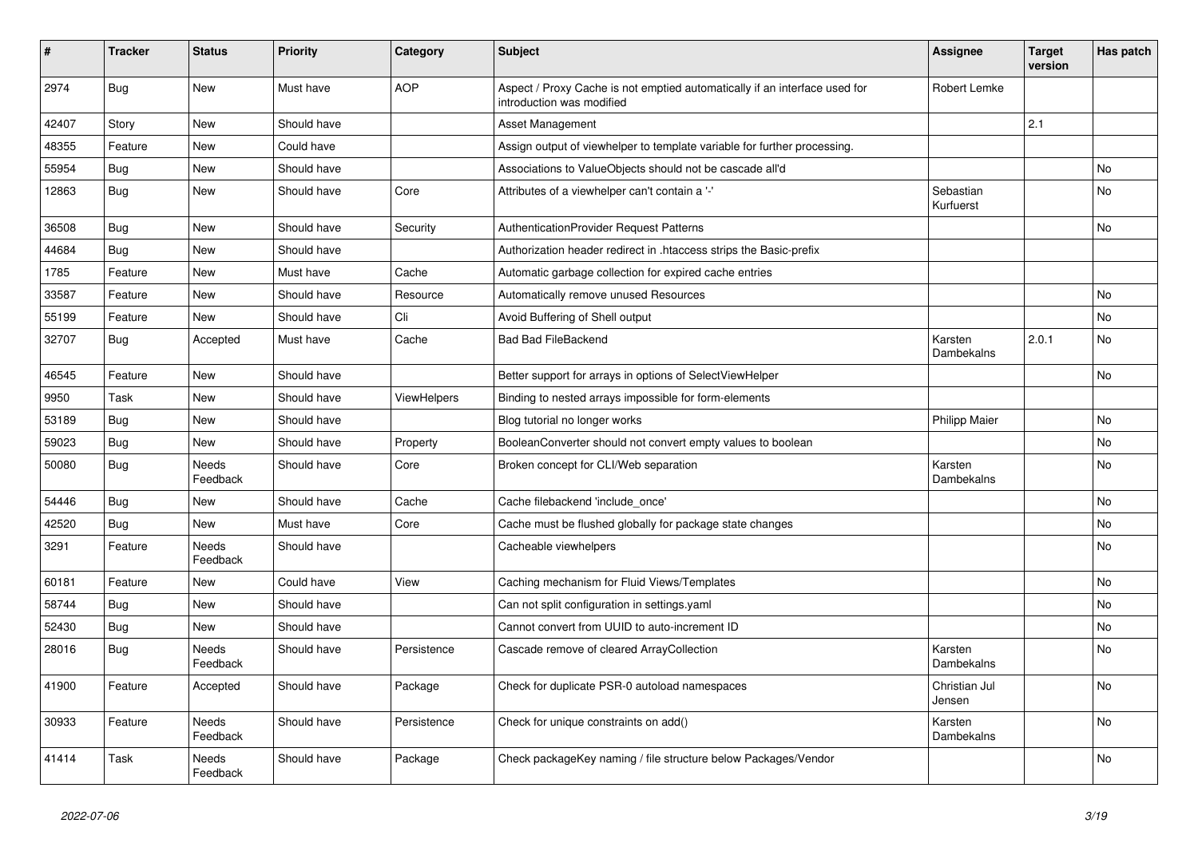| # | Tracker | Status | Priority | Category | Subject | Assignee | Target version | Has patch |
|---|---|---|---|---|---|---|---|---|
| 2974 | Bug | New | Must have | AOP | Aspect / Proxy Cache is not emptied automatically if an interface used for introduction was modified | Robert Lemke | | |
| 42407 | Story | New | Should have | | Asset Management | | 2.1 | |
| 48355 | Feature | New | Could have | | Assign output of viewhelper to template variable for further processing. | | | |
| 55954 | Bug | New | Should have | | Associations to ValueObjects should not be cascade all'd | | | No |
| 12863 | Bug | New | Should have | Core | Attributes of a viewhelper can't contain a '-' | Sebastian Kurfuerst | | No |
| 36508 | Bug | New | Should have | Security | AuthenticationProvider Request Patterns | | | No |
| 44684 | Bug | New | Should have | | Authorization header redirect in .htaccess strips the Basic-prefix | | | |
| 1785 | Feature | New | Must have | Cache | Automatic garbage collection for expired cache entries | | | |
| 33587 | Feature | New | Should have | Resource | Automatically remove unused Resources | | | No |
| 55199 | Feature | New | Should have | Cli | Avoid Buffering of Shell output | | | No |
| 32707 | Bug | Accepted | Must have | Cache | Bad Bad FileBackend | Karsten Dambekalns | 2.0.1 | No |
| 46545 | Feature | New | Should have | | Better support for arrays in options of SelectViewHelper | | | No |
| 9950 | Task | New | Should have | ViewHelpers | Binding to nested arrays impossible for form-elements | | | |
| 53189 | Bug | New | Should have | | Blog tutorial no longer works | Philipp Maier | | No |
| 59023 | Bug | New | Should have | Property | BooleanConverter should not convert empty values to boolean | | | No |
| 50080 | Bug | Needs Feedback | Should have | Core | Broken concept for CLI/Web separation | Karsten Dambekalns | | No |
| 54446 | Bug | New | Should have | Cache | Cache filebackend 'include_once' | | | No |
| 42520 | Bug | New | Must have | Core | Cache must be flushed globally for package state changes | | | No |
| 3291 | Feature | Needs Feedback | Should have | | Cacheable viewhelpers | | | No |
| 60181 | Feature | New | Could have | View | Caching mechanism for Fluid Views/Templates | | | No |
| 58744 | Bug | New | Should have | | Can not split configuration in settings.yaml | | | No |
| 52430 | Bug | New | Should have | | Cannot convert from UUID to auto-increment ID | | | No |
| 28016 | Bug | Needs Feedback | Should have | Persistence | Cascade remove of cleared ArrayCollection | Karsten Dambekalns | | No |
| 41900 | Feature | Accepted | Should have | Package | Check for duplicate PSR-0 autoload namespaces | Christian Jul Jensen | | No |
| 30933 | Feature | Needs Feedback | Should have | Persistence | Check for unique constraints on add() | Karsten Dambekalns | | No |
| 41414 | Task | Needs Feedback | Should have | Package | Check packageKey naming / file structure below Packages/Vendor | | | No |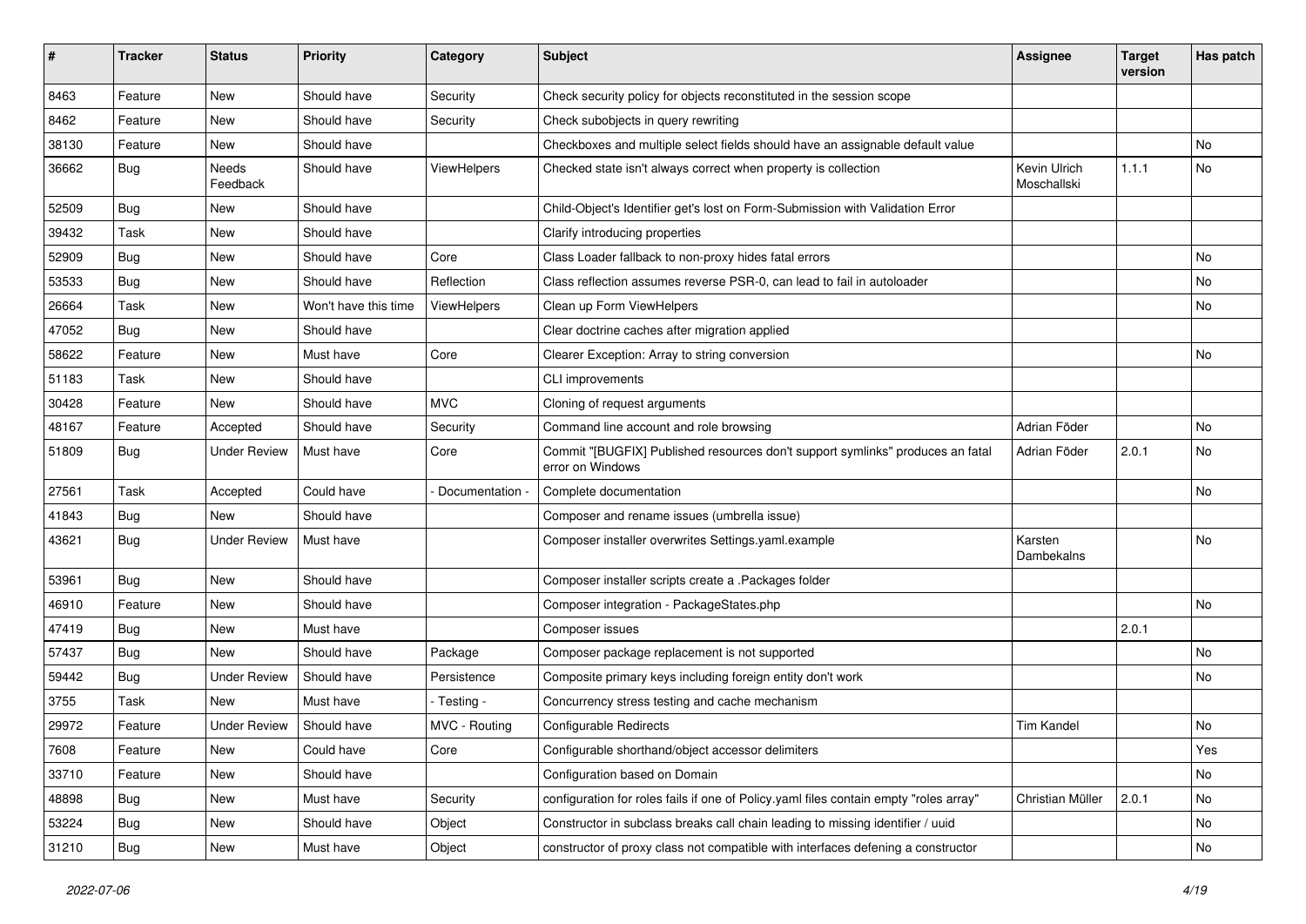| # | Tracker | Status | Priority | Category | Subject | Assignee | Target version | Has patch |
|---|---|---|---|---|---|---|---|---|
| 8463 | Feature | New | Should have | Security | Check security policy for objects reconstituted in the session scope | | | |
| 8462 | Feature | New | Should have | Security | Check subobjects in query rewriting | | | |
| 38130 | Feature | New | Should have | | Checkboxes and multiple select fields should have an assignable default value | | | No |
| 36662 | Bug | Needs Feedback | Should have | ViewHelpers | Checked state isn't always correct when property is collection | Kevin Ulrich Moschallski | 1.1.1 | No |
| 52509 | Bug | New | Should have | | Child-Object's Identifier get's lost on Form-Submission with Validation Error | | | |
| 39432 | Task | New | Should have | | Clarify introducing properties | | | |
| 52909 | Bug | New | Should have | Core | Class Loader fallback to non-proxy hides fatal errors | | | No |
| 53533 | Bug | New | Should have | Reflection | Class reflection assumes reverse PSR-0, can lead to fail in autoloader | | | No |
| 26664 | Task | New | Won't have this time | ViewHelpers | Clean up Form ViewHelpers | | | No |
| 47052 | Bug | New | Should have | | Clear doctrine caches after migration applied | | | |
| 58622 | Feature | New | Must have | Core | Clearer Exception: Array to string conversion | | | No |
| 51183 | Task | New | Should have | | CLI improvements | | | |
| 30428 | Feature | New | Should have | MVC | Cloning of request arguments | | | |
| 48167 | Feature | Accepted | Should have | Security | Command line account and role browsing | Adrian Föder | | No |
| 51809 | Bug | Under Review | Must have | Core | Commit "[BUGFIX] Published resources don't support symlinks" produces an fatal error on Windows | Adrian Föder | 2.0.1 | No |
| 27561 | Task | Accepted | Could have | - Documentation - | Complete documentation | | | No |
| 41843 | Bug | New | Should have | | Composer and rename issues (umbrella issue) | | | |
| 43621 | Bug | Under Review | Must have | | Composer installer overwrites Settings.yaml.example | Karsten Dambekalns | | No |
| 53961 | Bug | New | Should have | | Composer installer scripts create a .Packages folder | | | |
| 46910 | Feature | New | Should have | | Composer integration - PackageStates.php | | | No |
| 47419 | Bug | New | Must have | | Composer issues | | 2.0.1 | |
| 57437 | Bug | New | Should have | Package | Composer package replacement is not supported | | | No |
| 59442 | Bug | Under Review | Should have | Persistence | Composite primary keys including foreign entity don't work | | | No |
| 3755 | Task | New | Must have | - Testing - | Concurrency stress testing and cache mechanism | | | |
| 29972 | Feature | Under Review | Should have | MVC - Routing | Configurable Redirects | Tim Kandel | | No |
| 7608 | Feature | New | Could have | Core | Configurable shorthand/object accessor delimiters | | | Yes |
| 33710 | Feature | New | Should have | | Configuration based on Domain | | | No |
| 48898 | Bug | New | Must have | Security | configuration for roles fails if one of Policy.yaml files contain empty "roles array" | Christian Müller | 2.0.1 | No |
| 53224 | Bug | New | Should have | Object | Constructor in subclass breaks call chain leading to missing identifier / uuid | | | No |
| 31210 | Bug | New | Must have | Object | constructor of proxy class not compatible with interfaces defening a constructor | | | No |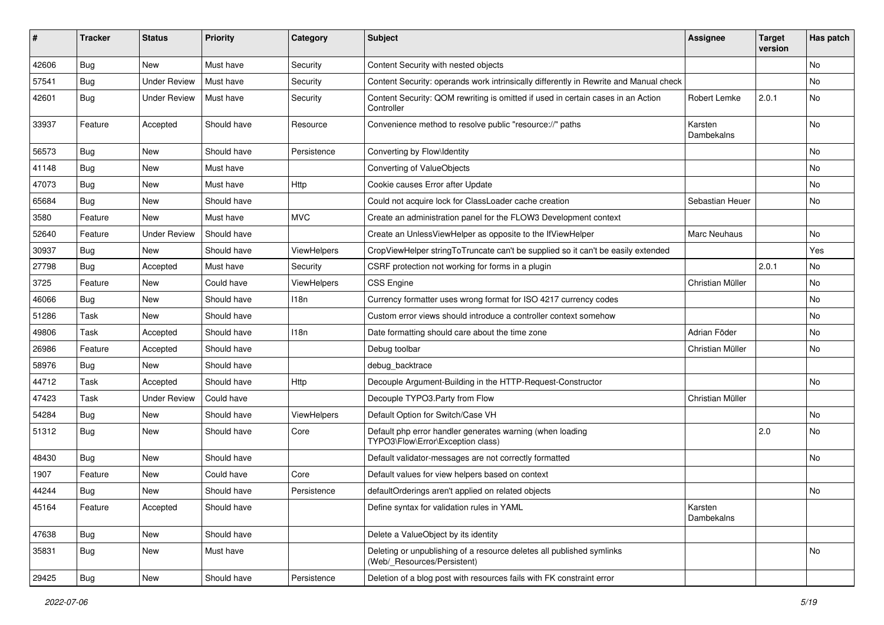| # | Tracker | Status | Priority | Category | Subject | Assignee | Target version | Has patch |
|---|---|---|---|---|---|---|---|---|
| 42606 | Bug | New | Must have | Security | Content Security with nested objects | | | No |
| 57541 | Bug | Under Review | Must have | Security | Content Security: operands work intrinsically differently in Rewrite and Manual check | | | No |
| 42601 | Bug | Under Review | Must have | Security | Content Security: QOM rewriting is omitted if used in certain cases in an Action Controller | Robert Lemke | 2.0.1 | No |
| 33937 | Feature | Accepted | Should have | Resource | Convenience method to resolve public "resource://" paths | Karsten Dambekalns | | No |
| 56573 | Bug | New | Should have | Persistence | Converting by Flow\Identity | | | No |
| 41148 | Bug | New | Must have | | Converting of ValueObjects | | | No |
| 47073 | Bug | New | Must have | Http | Cookie causes Error after Update | | | No |
| 65684 | Bug | New | Should have | | Could not acquire lock for ClassLoader cache creation | Sebastian Heuer | | No |
| 3580 | Feature | New | Must have | MVC | Create an administration panel for the FLOW3 Development context | | | |
| 52640 | Feature | Under Review | Should have | | Create an UnlessViewHelper as opposite to the IfViewHelper | Marc Neuhaus | | No |
| 30937 | Bug | New | Should have | ViewHelpers | CropViewHelper stringToTruncate can't be supplied so it can't be easily extended | | | Yes |
| 27798 | Bug | Accepted | Must have | Security | CSRF protection not working for forms in a plugin | | 2.0.1 | No |
| 3725 | Feature | New | Could have | ViewHelpers | CSS Engine | Christian Müller | | No |
| 46066 | Bug | New | Should have | I18n | Currency formatter uses wrong format for ISO 4217 currency codes | | | No |
| 51286 | Task | New | Should have | | Custom error views should introduce a controller context somehow | | | No |
| 49806 | Task | Accepted | Should have | I18n | Date formatting should care about the time zone | Adrian Föder | | No |
| 26986 | Feature | Accepted | Should have | | Debug toolbar | Christian Müller | | No |
| 58976 | Bug | New | Should have | | debug_backtrace | | | |
| 44712 | Task | Accepted | Should have | Http | Decouple Argument-Building in the HTTP-Request-Constructor | | | No |
| 47423 | Task | Under Review | Could have | | Decouple TYPO3.Party from Flow | Christian Müller | | |
| 54284 | Bug | New | Should have | ViewHelpers | Default Option for Switch/Case VH | | | No |
| 51312 | Bug | New | Should have | Core | Default php error handler generates warning (when loading TYPO3\Flow\Error\Exception class) | | 2.0 | No |
| 48430 | Bug | New | Should have | | Default validator-messages are not correctly formatted | | | No |
| 1907 | Feature | New | Could have | Core | Default values for view helpers based on context | | | |
| 44244 | Bug | New | Should have | Persistence | defaultOrderings aren't applied on related objects | | | No |
| 45164 | Feature | Accepted | Should have | | Define syntax for validation rules in YAML | Karsten Dambekalns | | |
| 47638 | Bug | New | Should have | | Delete a ValueObject by its identity | | | |
| 35831 | Bug | New | Must have | | Deleting or unpublishing of a resource deletes all published symlinks (Web/_Resources/Persistent) | | | No |
| 29425 | Bug | New | Should have | Persistence | Deletion of a blog post with resources fails with FK constraint error | | | |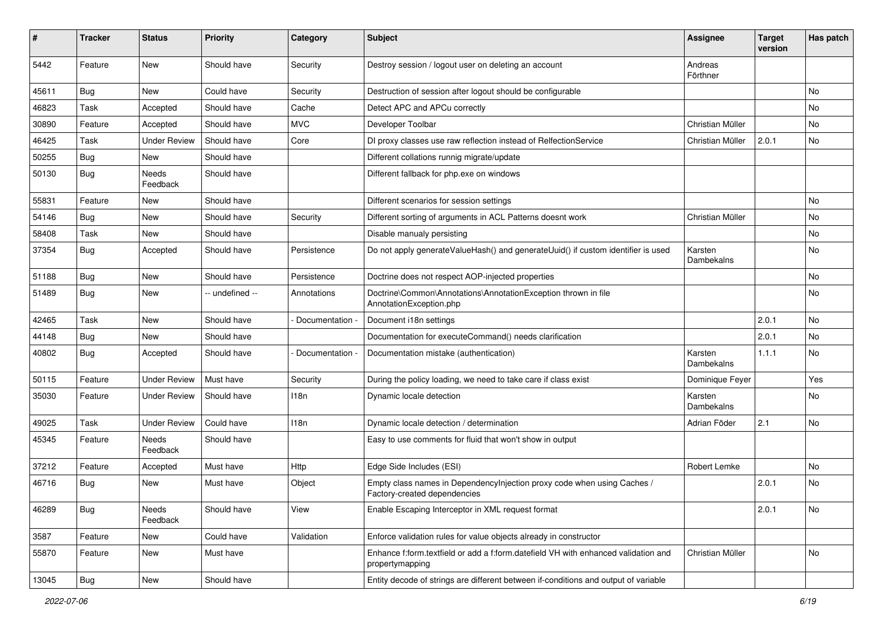| # | Tracker | Status | Priority | Category | Subject | Assignee | Target version | Has patch |
|---|---|---|---|---|---|---|---|---|
| 5442 | Feature | New | Should have | Security | Destroy session / logout user on deleting an account | Andreas Förthner | | |
| 45611 | Bug | New | Could have | Security | Destruction of session after logout should be configurable | | | No |
| 46823 | Task | Accepted | Should have | Cache | Detect APC and APCu correctly | | | No |
| 30890 | Feature | Accepted | Should have | MVC | Developer Toolbar | Christian Müller | | No |
| 46425 | Task | Under Review | Should have | Core | DI proxy classes use raw reflection instead of RelfectionService | Christian Müller | 2.0.1 | No |
| 50255 | Bug | New | Should have | | Different collations runnig migrate/update | | | |
| 50130 | Bug | Needs Feedback | Should have | | Different fallback for php.exe on windows | | | |
| 55831 | Feature | New | Should have | | Different scenarios for session settings | | | No |
| 54146 | Bug | New | Should have | Security | Different sorting of arguments in ACL Patterns doesnt work | Christian Müller | | No |
| 58408 | Task | New | Should have | | Disable manualy persisting | | | No |
| 37354 | Bug | Accepted | Should have | Persistence | Do not apply generateValueHash() and generateUuid() if custom identifier is used | Karsten Dambekalns | | No |
| 51188 | Bug | New | Should have | Persistence | Doctrine does not respect AOP-injected properties | | | No |
| 51489 | Bug | New | -- undefined -- | Annotations | Doctrine\Common\Annotations\AnnotationException thrown in file AnnotationException.php | | | No |
| 42465 | Task | New | Should have | - Documentation - | Document i18n settings | | 2.0.1 | No |
| 44148 | Bug | New | Should have | | Documentation for executeCommand() needs clarification | | 2.0.1 | No |
| 40802 | Bug | Accepted | Should have | - Documentation - | Documentation mistake (authentication) | Karsten Dambekalns | 1.1.1 | No |
| 50115 | Feature | Under Review | Must have | Security | During the policy loading, we need to take care if class exist | Dominique Feyer | | Yes |
| 35030 | Feature | Under Review | Should have | I18n | Dynamic locale detection | Karsten Dambekalns | | No |
| 49025 | Task | Under Review | Could have | I18n | Dynamic locale detection / determination | Adrian Föder | 2.1 | No |
| 45345 | Feature | Needs Feedback | Should have | | Easy to use comments for fluid that won't show in output | | | |
| 37212 | Feature | Accepted | Must have | Http | Edge Side Includes (ESI) | Robert Lemke | | No |
| 46716 | Bug | New | Must have | Object | Empty class names in DependencyInjection proxy code when using Caches / Factory-created dependencies | | 2.0.1 | No |
| 46289 | Bug | Needs Feedback | Should have | View | Enable Escaping Interceptor in XML request format | | 2.0.1 | No |
| 3587 | Feature | New | Could have | Validation | Enforce validation rules for value objects already in constructor | | | |
| 55870 | Feature | New | Must have | | Enhance f:form.textfield or add a f:form.datefield VH with enhanced validation and propertymapping | Christian Müller | | No |
| 13045 | Bug | New | Should have | | Entity decode of strings are different between if-conditions and output of variable | | | |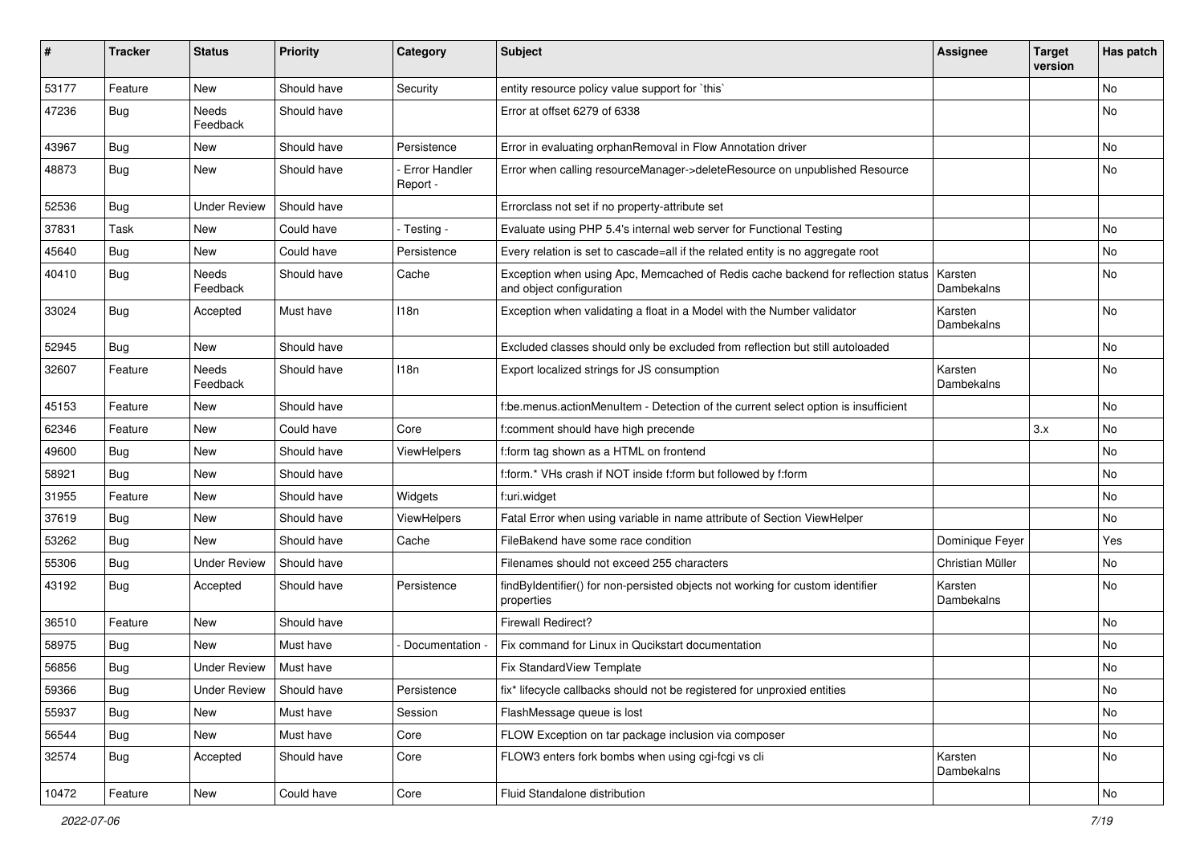| # | Tracker | Status | Priority | Category | Subject | Assignee | Target version | Has patch |
|---|---|---|---|---|---|---|---|---|
| 53177 | Feature | New | Should have | Security | entity resource policy value support for `this` | | | No |
| 47236 | Bug | Needs Feedback | Should have | | Error at offset 6279 of 6338 | | | No |
| 43967 | Bug | New | Should have | Persistence | Error in evaluating orphanRemoval in Flow Annotation driver | | | No |
| 48873 | Bug | New | Should have | - Error Handler Report - | Error when calling resourceManager->deleteResource on unpublished Resource | | | No |
| 52536 | Bug | Under Review | Should have | | Errorclass not set if no property-attribute set | | | |
| 37831 | Task | New | Could have | - Testing - | Evaluate using PHP 5.4's internal web server for Functional Testing | | | No |
| 45640 | Bug | New | Could have | Persistence | Every relation is set to cascade=all if the related entity is no aggregate root | | | No |
| 40410 | Bug | Needs Feedback | Should have | Cache | Exception when using Apc, Memcached of Redis cache backend for reflection status and object configuration | Karsten Dambekalns | | No |
| 33024 | Bug | Accepted | Must have | I18n | Exception when validating a float in a Model with the Number validator | Karsten Dambekalns | | No |
| 52945 | Bug | New | Should have | | Excluded classes should only be excluded from reflection but still autoloaded | | | No |
| 32607 | Feature | Needs Feedback | Should have | I18n | Export localized strings for JS consumption | Karsten Dambekalns | | No |
| 45153 | Feature | New | Should have | | f:be.menus.actionMenuItem - Detection of the current select option is insufficient | | | No |
| 62346 | Feature | New | Could have | Core | f:comment should have high precende | | 3.x | No |
| 49600 | Bug | New | Should have | ViewHelpers | f:form tag shown as a HTML on frontend | | | No |
| 58921 | Bug | New | Should have | | f:form.* VHs crash if NOT inside f:form but followed by f:form | | | No |
| 31955 | Feature | New | Should have | Widgets | f:uri.widget | | | No |
| 37619 | Bug | New | Should have | ViewHelpers | Fatal Error when using variable in name attribute of Section ViewHelper | | | No |
| 53262 | Bug | New | Should have | Cache | FileBakend have some race condition | Dominique Feyer | | Yes |
| 55306 | Bug | Under Review | Should have | | Filenames should not exceed 255 characters | Christian Müller | | No |
| 43192 | Bug | Accepted | Should have | Persistence | findByIdentifier() for non-persisted objects not working for custom identifier properties | Karsten Dambekalns | | No |
| 36510 | Feature | New | Should have | | Firewall Redirect? | | | No |
| 58975 | Bug | New | Must have | - Documentation - | Fix command for Linux in Qucikstart documentation | | | No |
| 56856 | Bug | Under Review | Must have | | Fix StandardView Template | | | No |
| 59366 | Bug | Under Review | Should have | Persistence | fix* lifecycle callbacks should not be registered for unproxied entities | | | No |
| 55937 | Bug | New | Must have | Session | FlashMessage queue is lost | | | No |
| 56544 | Bug | New | Must have | Core | FLOW Exception on tar package inclusion via composer | | | No |
| 32574 | Bug | Accepted | Should have | Core | FLOW3 enters fork bombs when using cgi-fcgi vs cli | Karsten Dambekalns | | No |
| 10472 | Feature | New | Could have | Core | Fluid Standalone distribution | | | No |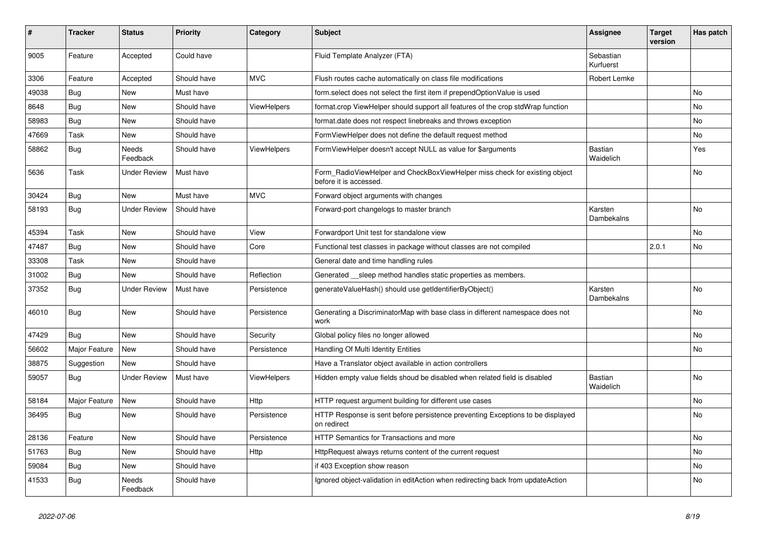| # | Tracker | Status | Priority | Category | Subject | Assignee | Target version | Has patch |
|---|---|---|---|---|---|---|---|---|
| 9005 | Feature | Accepted | Could have | | Fluid Template Analyzer (FTA) | Sebastian Kurfuerst | | |
| 3306 | Feature | Accepted | Should have | MVC | Flush routes cache automatically on class file modifications | Robert Lemke | | |
| 49038 | Bug | New | Must have | | form.select does not select the first item if prependOptionValue is used | | | No |
| 8648 | Bug | New | Should have | ViewHelpers | format.crop ViewHelper should support all features of the crop stdWrap function | | | No |
| 58983 | Bug | New | Should have | | format.date does not respect linebreaks and throws exception | | | No |
| 47669 | Task | New | Should have | | FormViewHelper does not define the default request method | | | No |
| 58862 | Bug | Needs Feedback | Should have | ViewHelpers | FormViewHelper doesn't accept NULL as value for $arguments | Bastian Waidelich | | Yes |
| 5636 | Task | Under Review | Must have | | Form_RadioViewHelper and CheckBoxViewHelper miss check for existing object before it is accessed. | | | No |
| 30424 | Bug | New | Must have | MVC | Forward object arguments with changes | | | |
| 58193 | Bug | Under Review | Should have | | Forward-port changelogs to master branch | Karsten Dambekalns | | No |
| 45394 | Task | New | Should have | View | Forwardport Unit test for standalone view | | | No |
| 47487 | Bug | New | Should have | Core | Functional test classes in package without classes are not compiled | | 2.0.1 | No |
| 33308 | Task | New | Should have | | General date and time handling rules | | | |
| 31002 | Bug | New | Should have | Reflection | Generated __sleep method handles static properties as members. | | | |
| 37352 | Bug | Under Review | Must have | Persistence | generateValueHash() should use getIdentifierByObject() | Karsten Dambekalns | | No |
| 46010 | Bug | New | Should have | Persistence | Generating a DiscriminatorMap with base class in different namespace does not work | | | No |
| 47429 | Bug | New | Should have | Security | Global policy files no longer allowed | | | No |
| 56602 | Major Feature | New | Should have | Persistence | Handling Of Multi Identity Entities | | | No |
| 38875 | Suggestion | New | Should have | | Have a Translator object available in action controllers | | | |
| 59057 | Bug | Under Review | Must have | ViewHelpers | Hidden empty value fields shoud be disabled when related field is disabled | Bastian Waidelich | | No |
| 58184 | Major Feature | New | Should have | Http | HTTP request argument building for different use cases | | | No |
| 36495 | Bug | New | Should have | Persistence | HTTP Response is sent before persistence preventing Exceptions to be displayed on redirect | | | No |
| 28136 | Feature | New | Should have | Persistence | HTTP Semantics for Transactions and more | | | No |
| 51763 | Bug | New | Should have | Http | HttpRequest always returns content of the current request | | | No |
| 59084 | Bug | New | Should have | | if 403 Exception show reason | | | No |
| 41533 | Bug | Needs Feedback | Should have | | Ignored object-validation in editAction when redirecting back from updateAction | | | No |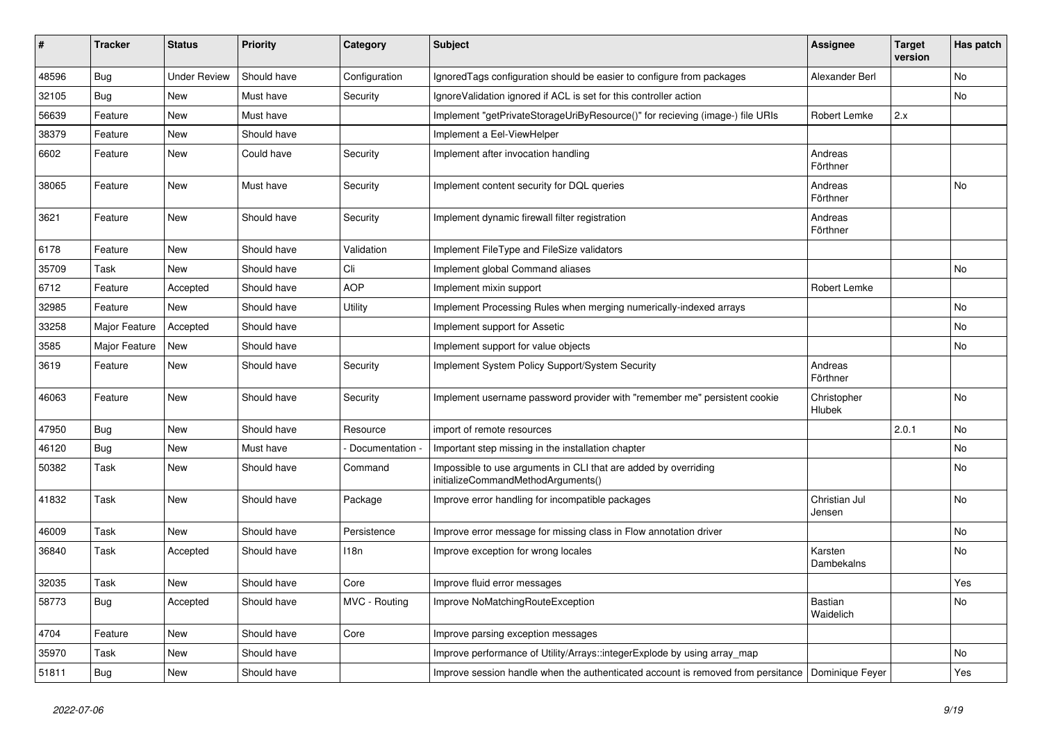| # | Tracker | Status | Priority | Category | Subject | Assignee | Target version | Has patch |
|---|---|---|---|---|---|---|---|---|
| 48596 | Bug | Under Review | Should have | Configuration | IgnoredTags configuration should be easier to configure from packages | Alexander Berl | | No |
| 32105 | Bug | New | Must have | Security | IgnoreValidation ignored if ACL is set for this controller action | | | No |
| 56639 | Feature | New | Must have | | Implement "getPrivateStorageUriByResource()" for recieving (image-) file URIs | Robert Lemke | 2.x | |
| 38379 | Feature | New | Should have | | Implement a Eel-ViewHelper | | | |
| 6602 | Feature | New | Could have | Security | Implement after invocation handling | Andreas Förthner | | |
| 38065 | Feature | New | Must have | Security | Implement content security for DQL queries | Andreas Förthner | | No |
| 3621 | Feature | New | Should have | Security | Implement dynamic firewall filter registration | Andreas Förthner | | |
| 6178 | Feature | New | Should have | Validation | Implement FileType and FileSize validators | | | |
| 35709 | Task | New | Should have | Cli | Implement global Command aliases | | | No |
| 6712 | Feature | Accepted | Should have | AOP | Implement mixin support | Robert Lemke | | |
| 32985 | Feature | New | Should have | Utility | Implement Processing Rules when merging numerically-indexed arrays | | | No |
| 33258 | Major Feature | Accepted | Should have | | Implement support for Assetic | | | No |
| 3585 | Major Feature | New | Should have | | Implement support for value objects | | | No |
| 3619 | Feature | New | Should have | Security | Implement System Policy Support/System Security | Andreas Förthner | | |
| 46063 | Feature | New | Should have | Security | Implement username password provider with "remember me" persistent cookie | Christopher Hlubek | | No |
| 47950 | Bug | New | Should have | Resource | import of remote resources | | 2.0.1 | No |
| 46120 | Bug | New | Must have | - Documentation - | Important step missing in the installation chapter | | | No |
| 50382 | Task | New | Should have | Command | Impossible to use arguments in CLI that are added by overriding initializeCommandMethodArguments() | | | No |
| 41832 | Task | New | Should have | Package | Improve error handling for incompatible packages | Christian Jul Jensen | | No |
| 46009 | Task | New | Should have | Persistence | Improve error message for missing class in Flow annotation driver | | | No |
| 36840 | Task | Accepted | Should have | I18n | Improve exception for wrong locales | Karsten Dambekalns | | No |
| 32035 | Task | New | Should have | Core | Improve fluid error messages | | | Yes |
| 58773 | Bug | Accepted | Should have | MVC - Routing | Improve NoMatchingRouteException | Bastian Waidelich | | No |
| 4704 | Feature | New | Should have | Core | Improve parsing exception messages | | | |
| 35970 | Task | New | Should have | | Improve performance of Utility/Arrays::integerExplode by using array_map | | | No |
| 51811 | Bug | New | Should have | | Improve session handle when the authenticated account is removed from persitance | Dominique Feyer | | Yes |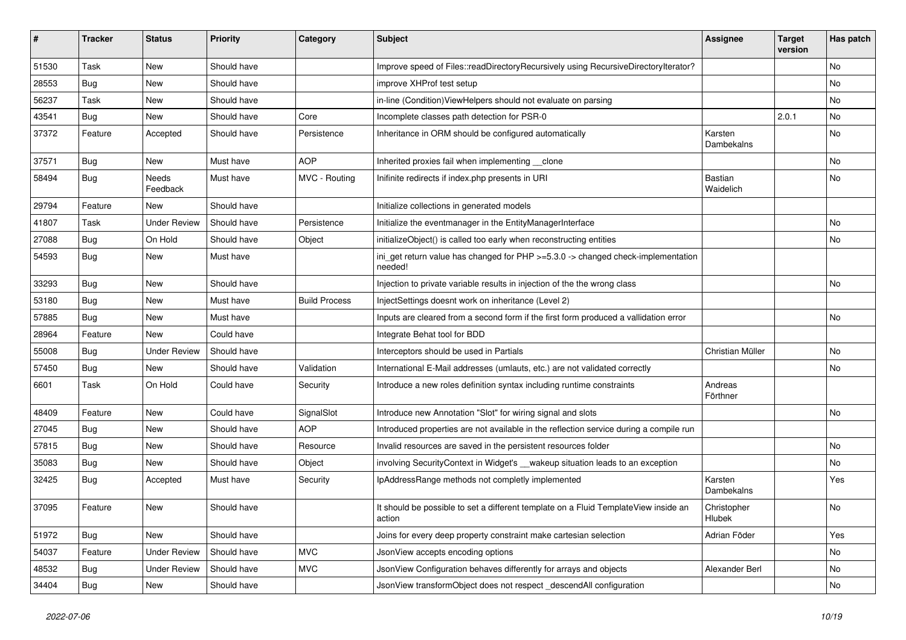| # | Tracker | Status | Priority | Category | Subject | Assignee | Target version | Has patch |
|---|---|---|---|---|---|---|---|---|
| 51530 | Task | New | Should have | | Improve speed of Files::readDirectoryRecursively using RecursiveDirectoryIterator? | | | No |
| 28553 | Bug | New | Should have | | improve XHProf test setup | | | No |
| 56237 | Task | New | Should have | | in-line (Condition)ViewHelpers should not evaluate on parsing | | | No |
| 43541 | Bug | New | Should have | Core | Incomplete classes path detection for PSR-0 | | 2.0.1 | No |
| 37372 | Feature | Accepted | Should have | Persistence | Inheritance in ORM should be configured automatically | Karsten Dambekalns | | No |
| 37571 | Bug | New | Must have | AOP | Inherited proxies fail when implementing __clone | | | No |
| 58494 | Bug | Needs Feedback | Must have | MVC - Routing | Inifinite redirects if index.php presents in URI | Bastian Waidelich | | No |
| 29794 | Feature | New | Should have | | Initialize collections in generated models | | | |
| 41807 | Task | Under Review | Should have | Persistence | Initialize the eventmanager in the EntityManagerInterface | | | No |
| 27088 | Bug | On Hold | Should have | Object | initializeObject() is called too early when reconstructing entities | | | No |
| 54593 | Bug | New | Must have | | ini_get return value has changed for PHP >=5.3.0 -> changed check-implementation needed! | | | |
| 33293 | Bug | New | Should have | | Injection to private variable results in injection of the the wrong class | | | No |
| 53180 | Bug | New | Must have | Build Process | InjectSettings doesnt work on inheritance (Level 2) | | | |
| 57885 | Bug | New | Must have | | Inputs are cleared from a second form if the first form produced a vallidation error | | | No |
| 28964 | Feature | New | Could have | | Integrate Behat tool for BDD | | | |
| 55008 | Bug | Under Review | Should have | | Interceptors should be used in Partials | Christian Müller | | No |
| 57450 | Bug | New | Should have | Validation | International E-Mail addresses (umlauts, etc.) are not validated correctly | | | No |
| 6601 | Task | On Hold | Could have | Security | Introduce a new roles definition syntax including runtime constraints | Andreas Förthner | | |
| 48409 | Feature | New | Could have | SignalSlot | Introduce new Annotation "Slot" for wiring signal and slots | | | No |
| 27045 | Bug | New | Should have | AOP | Introduced properties are not available in the reflection service during a compile run | | | |
| 57815 | Bug | New | Should have | Resource | Invalid resources are saved in the persistent resources folder | | | No |
| 35083 | Bug | New | Should have | Object | involving SecurityContext in Widget's __wakeup situation leads to an exception | | | No |
| 32425 | Bug | Accepted | Must have | Security | IpAddressRange methods not completly implemented | Karsten Dambekalns | | Yes |
| 37095 | Feature | New | Should have | | It should be possible to set a different template on a Fluid TemplateView inside an action | Christopher Hlubek | | No |
| 51972 | Bug | New | Should have | | Joins for every deep property constraint make cartesian selection | Adrian Föder | | Yes |
| 54037 | Feature | Under Review | Should have | MVC | JsonView accepts encoding options | | | No |
| 48532 | Bug | Under Review | Should have | MVC | JsonView Configuration behaves differently for arrays and objects | Alexander Berl | | No |
| 34404 | Bug | New | Should have | | JsonView transformObject does not respect _descendAll configuration | | | No |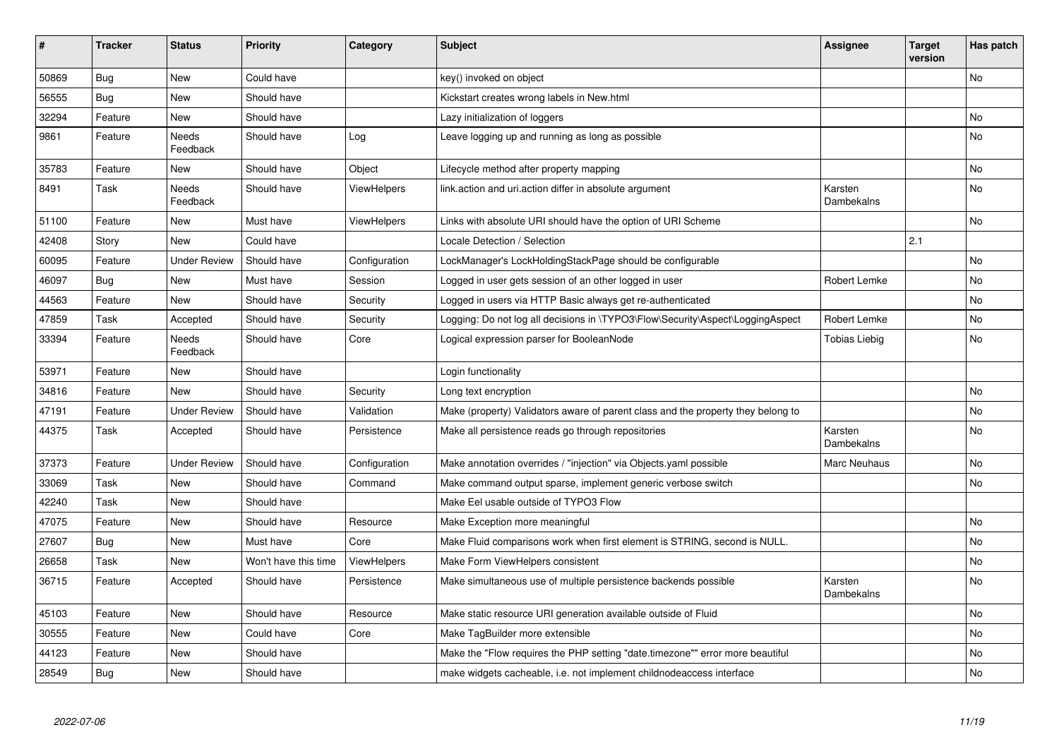| # | Tracker | Status | Priority | Category | Subject | Assignee | Target version | Has patch |
|---|---|---|---|---|---|---|---|---|
| 50869 | Bug | New | Could have | | key() invoked on object | | | No |
| 56555 | Bug | New | Should have | | Kickstart creates wrong labels in New.html | | | |
| 32294 | Feature | New | Should have | | Lazy initialization of loggers | | | No |
| 9861 | Feature | Needs Feedback | Should have | Log | Leave logging up and running as long as possible | | | No |
| 35783 | Feature | New | Should have | Object | Lifecycle method after property mapping | | | No |
| 8491 | Task | Needs Feedback | Should have | ViewHelpers | link.action and uri.action differ in absolute argument | Karsten Dambekalns | | No |
| 51100 | Feature | New | Must have | ViewHelpers | Links with absolute URI should have the option of URI Scheme | | | No |
| 42408 | Story | New | Could have | | Locale Detection / Selection | | 2.1 | |
| 60095 | Feature | Under Review | Should have | Configuration | LockManager's LockHoldingStackPage should be configurable | | | No |
| 46097 | Bug | New | Must have | Session | Logged in user gets session of an other logged in user | Robert Lemke | | No |
| 44563 | Feature | New | Should have | Security | Logged in users via HTTP Basic always get re-authenticated | | | No |
| 47859 | Task | Accepted | Should have | Security | Logging: Do not log all decisions in \TYPO3\Flow\Security\Aspect\LoggingAspect | Robert Lemke | | No |
| 33394 | Feature | Needs Feedback | Should have | Core | Logical expression parser for BooleanNode | Tobias Liebig | | No |
| 53971 | Feature | New | Should have | | Login functionality | | | |
| 34816 | Feature | New | Should have | Security | Long text encryption | | | No |
| 47191 | Feature | Under Review | Should have | Validation | Make (property) Validators aware of parent class and the property they belong to | | | No |
| 44375 | Task | Accepted | Should have | Persistence | Make all persistence reads go through repositories | Karsten Dambekalns | | No |
| 37373 | Feature | Under Review | Should have | Configuration | Make annotation overrides / "injection" via Objects.yaml possible | Marc Neuhaus | | No |
| 33069 | Task | New | Should have | Command | Make command output sparse, implement generic verbose switch | | | No |
| 42240 | Task | New | Should have | | Make Eel usable outside of TYPO3 Flow | | | |
| 47075 | Feature | New | Should have | Resource | Make Exception more meaningful | | | No |
| 27607 | Bug | New | Must have | Core | Make Fluid comparisons work when first element is STRING, second is NULL. | | | No |
| 26658 | Task | New | Won't have this time | ViewHelpers | Make Form ViewHelpers consistent | | | No |
| 36715 | Feature | Accepted | Should have | Persistence | Make simultaneous use of multiple persistence backends possible | Karsten Dambekalns | | No |
| 45103 | Feature | New | Should have | Resource | Make static resource URI generation available outside of Fluid | | | No |
| 30555 | Feature | New | Could have | Core | Make TagBuilder more extensible | | | No |
| 44123 | Feature | New | Should have | | Make the "Flow requires the PHP setting "date.timezone"" error more beautiful | | | No |
| 28549 | Bug | New | Should have | | make widgets cacheable, i.e. not implement childnodeaccess interface | | | No |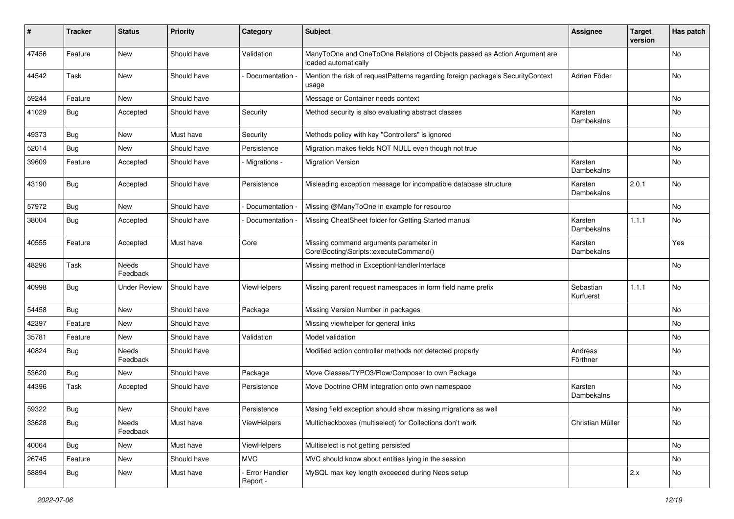| # | Tracker | Status | Priority | Category | Subject | Assignee | Target version | Has patch |
|---|---|---|---|---|---|---|---|---|
| 47456 | Feature | New | Should have | Validation | ManyToOne and OneToOne Relations of Objects passed as Action Argument are loaded automatically | | | No |
| 44542 | Task | New | Should have | - Documentation - | Mention the risk of requestPatterns regarding foreign package's SecurityContext usage | Adrian Föder | | No |
| 59244 | Feature | New | Should have | | Message or Container needs context | | | No |
| 41029 | Bug | Accepted | Should have | Security | Method security is also evaluating abstract classes | Karsten Dambekalns | | No |
| 49373 | Bug | New | Must have | Security | Methods policy with key "Controllers" is ignored | | | No |
| 52014 | Bug | New | Should have | Persistence | Migration makes fields NOT NULL even though not true | | | No |
| 39609 | Feature | Accepted | Should have | - Migrations - | Migration Version | Karsten Dambekalns | | No |
| 43190 | Bug | Accepted | Should have | Persistence | Misleading exception message for incompatible database structure | Karsten Dambekalns | 2.0.1 | No |
| 57972 | Bug | New | Should have | - Documentation - | Missing @ManyToOne in example for resource | | | No |
| 38004 | Bug | Accepted | Should have | - Documentation - | Missing CheatSheet folder for Getting Started manual | Karsten Dambekalns | 1.1.1 | No |
| 40555 | Feature | Accepted | Must have | Core | Missing command arguments parameter in Core\Booting\Scripts::executeCommand() | Karsten Dambekalns | | Yes |
| 48296 | Task | Needs Feedback | Should have | | Missing method in ExceptionHandlerInterface | | | No |
| 40998 | Bug | Under Review | Should have | ViewHelpers | Missing parent request namespaces in form field name prefix | Sebastian Kurfuerst | 1.1.1 | No |
| 54458 | Bug | New | Should have | Package | Missing Version Number in packages | | | No |
| 42397 | Feature | New | Should have | | Missing viewhelper for general links | | | No |
| 35781 | Feature | New | Should have | Validation | Model validation | | | No |
| 40824 | Bug | Needs Feedback | Should have | | Modified action controller methods not detected properly | Andreas Förthner | | No |
| 53620 | Bug | New | Should have | Package | Move Classes/TYPO3/Flow/Composer to own Package | | | No |
| 44396 | Task | Accepted | Should have | Persistence | Move Doctrine ORM integration onto own namespace | Karsten Dambekalns | | No |
| 59322 | Bug | New | Should have | Persistence | Mssing field exception should show missing migrations as well | | | No |
| 33628 | Bug | Needs Feedback | Must have | ViewHelpers | Multicheckboxes (multiselect) for Collections don't work | Christian Müller | | No |
| 40064 | Bug | New | Must have | ViewHelpers | Multiselect is not getting persisted | | | No |
| 26745 | Feature | New | Should have | MVC | MVC should know about entities lying in the session | | | No |
| 58894 | Bug | New | Must have | - Error Handler Report - | MySQL max key length exceeded during Neos setup | | 2.x | No |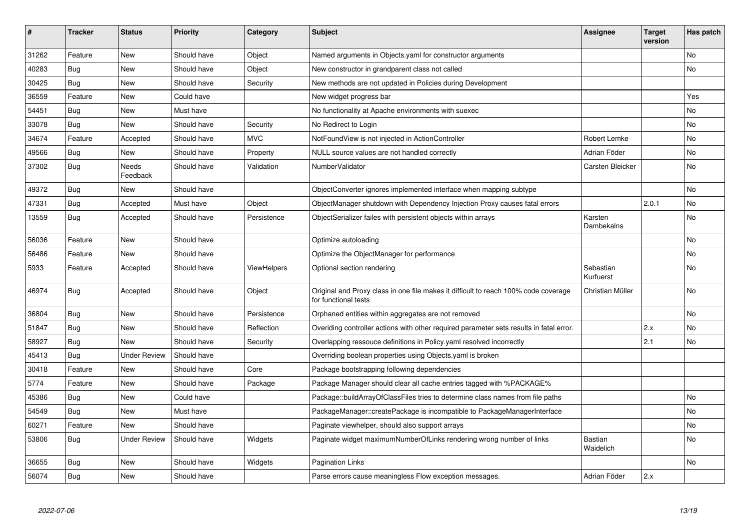| # | Tracker | Status | Priority | Category | Subject | Assignee | Target version | Has patch |
|---|---|---|---|---|---|---|---|---|
| 31262 | Feature | New | Should have | Object | Named arguments in Objects.yaml for constructor arguments | | | No |
| 40283 | Bug | New | Should have | Object | New constructor in grandparent class not called | | | No |
| 30425 | Bug | New | Should have | Security | New methods are not updated in Policies during Development | | | |
| 36559 | Feature | New | Could have | | New widget progress bar | | | Yes |
| 54451 | Bug | New | Must have | | No functionality at Apache environments with suexec | | | No |
| 33078 | Bug | New | Should have | Security | No Redirect to Login | | | No |
| 34674 | Feature | Accepted | Should have | MVC | NotFoundView is not injected in ActionController | Robert Lemke | | No |
| 49566 | Bug | New | Should have | Property | NULL source values are not handled correctly | Adrian Föder | | No |
| 37302 | Bug | Needs Feedback | Should have | Validation | NumberValidator | Carsten Bleicker | | No |
| 49372 | Bug | New | Should have | | ObjectConverter ignores implemented interface when mapping subtype | | | No |
| 47331 | Bug | Accepted | Must have | Object | ObjectManager shutdown with Dependency Injection Proxy causes fatal errors | | 2.0.1 | No |
| 13559 | Bug | Accepted | Should have | Persistence | ObjectSerializer failes with persistent objects within arrays | Karsten Dambekalns | | No |
| 56036 | Feature | New | Should have | | Optimize autoloading | | | No |
| 56486 | Feature | New | Should have | | Optimize the ObjectManager for performance | | | No |
| 5933 | Feature | Accepted | Should have | ViewHelpers | Optional section rendering | Sebastian Kurfuerst | | No |
| 46974 | Bug | Accepted | Should have | Object | Original and Proxy class in one file makes it difficult to reach 100% code coverage for functional tests | Christian Müller | | No |
| 36804 | Bug | New | Should have | Persistence | Orphaned entities within aggregates are not removed | | | No |
| 51847 | Bug | New | Should have | Reflection | Overiding controller actions with other required parameter sets results in fatal error. | | 2.x | No |
| 58927 | Bug | New | Should have | Security | Overlapping ressouce definitions in Policy.yaml resolved incorrectly | | 2.1 | No |
| 45413 | Bug | Under Review | Should have | | Overriding boolean properties using Objects.yaml is broken | | | |
| 30418 | Feature | New | Should have | Core | Package bootstrapping following dependencies | | | |
| 5774 | Feature | New | Should have | Package | Package Manager should clear all cache entries tagged with %PACKAGE% | | | |
| 45386 | Bug | New | Could have | | Package::buildArrayOfClassFiles tries to determine class names from file paths | | | No |
| 54549 | Bug | New | Must have | | PackageManager::createPackage is incompatible to PackageManagerInterface | | | No |
| 60271 | Feature | New | Should have | | Paginate viewhelper, should also support arrays | | | No |
| 53806 | Bug | Under Review | Should have | Widgets | Paginate widget maximumNumberOfLinks rendering wrong number of links | Bastian Waidelich | | No |
| 36655 | Bug | New | Should have | Widgets | Pagination Links | | | No |
| 56074 | Bug | New | Should have | | Parse errors cause meaningless Flow exception messages. | Adrian Föder | 2.x | |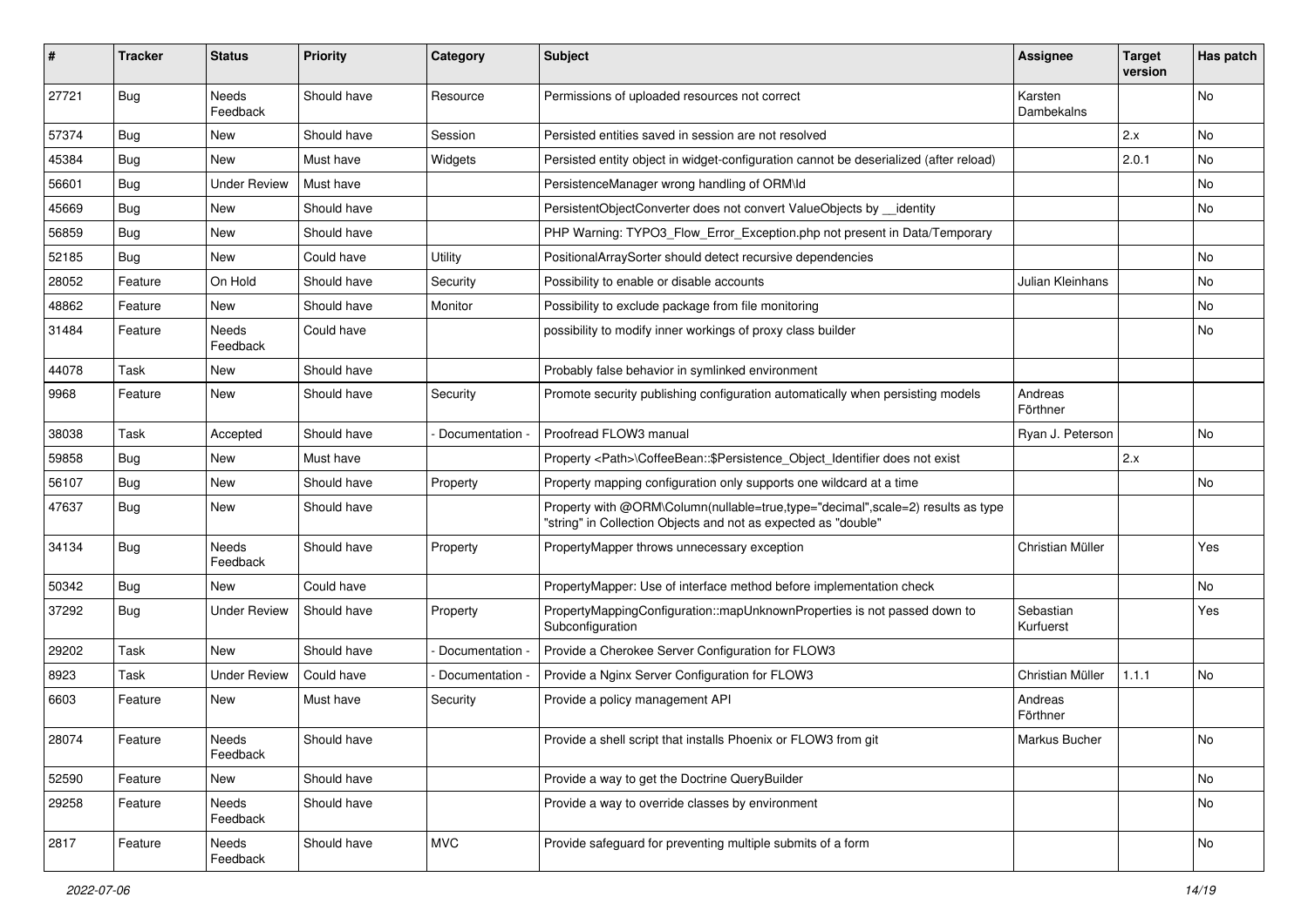| # | Tracker | Status | Priority | Category | Subject | Assignee | Target version | Has patch |
|---|---|---|---|---|---|---|---|---|
| 27721 | Bug | Needs Feedback | Should have | Resource | Permissions of uploaded resources not correct | Karsten Dambekalns | | No |
| 57374 | Bug | New | Should have | Session | Persisted entities saved in session are not resolved | | 2.x | No |
| 45384 | Bug | New | Must have | Widgets | Persisted entity object in widget-configuration cannot be deserialized (after reload) | | 2.0.1 | No |
| 56601 | Bug | Under Review | Must have | | PersistenceManager wrong handling of ORM\Id | | | No |
| 45669 | Bug | New | Should have | | PersistentObjectConverter does not convert ValueObjects by __identity | | | No |
| 56859 | Bug | New | Should have | | PHP Warning: TYPO3_Flow_Error_Exception.php not present in Data/Temporary | | | |
| 52185 | Bug | New | Could have | Utility | PositionalArraySorter should detect recursive dependencies | | | No |
| 28052 | Feature | On Hold | Should have | Security | Possibility to enable or disable accounts | Julian Kleinhans | | No |
| 48862 | Feature | New | Should have | Monitor | Possibility to exclude package from file monitoring | | | No |
| 31484 | Feature | Needs Feedback | Could have | | possibility to modify inner workings of proxy class builder | | | No |
| 44078 | Task | New | Should have | | Probably false behavior in symlinked environment | | | |
| 9968 | Feature | New | Should have | Security | Promote security publishing configuration automatically when persisting models | Andreas Förthner | | |
| 38038 | Task | Accepted | Should have | - Documentation - | Proofread FLOW3 manual | Ryan J. Peterson | | No |
| 59858 | Bug | New | Must have | | Property <Path>\CoffeeBean::$Persistence_Object_Identifier does not exist | | 2.x | |
| 56107 | Bug | New | Should have | Property | Property mapping configuration only supports one wildcard at a time | | | No |
| 47637 | Bug | New | Should have | | Property with @ORM\Column(nullable=true,type="decimal",scale=2) results as type "string" in Collection Objects and not as expected as "double" | | | |
| 34134 | Bug | Needs Feedback | Should have | Property | PropertyMapper throws unnecessary exception | Christian Müller | | Yes |
| 50342 | Bug | New | Could have | | PropertyMapper: Use of interface method before implementation check | | | No |
| 37292 | Bug | Under Review | Should have | Property | PropertyMappingConfiguration::mapUnknownProperties is not passed down to Subconfiguration | Sebastian Kurfuerst | | Yes |
| 29202 | Task | New | Should have | - Documentation - | Provide a Cherokee Server Configuration for FLOW3 | | | |
| 8923 | Task | Under Review | Could have | - Documentation - | Provide a Nginx Server Configuration for FLOW3 | Christian Müller | 1.1.1 | No |
| 6603 | Feature | New | Must have | Security | Provide a policy management API | Andreas Förthner | | |
| 28074 | Feature | Needs Feedback | Should have | | Provide a shell script that installs Phoenix or FLOW3 from git | Markus Bucher | | No |
| 52590 | Feature | New | Should have | | Provide a way to get the Doctrine QueryBuilder | | | No |
| 29258 | Feature | Needs Feedback | Should have | | Provide a way to override classes by environment | | | No |
| 2817 | Feature | Needs Feedback | Should have | MVC | Provide safeguard for preventing multiple submits of a form | | | No |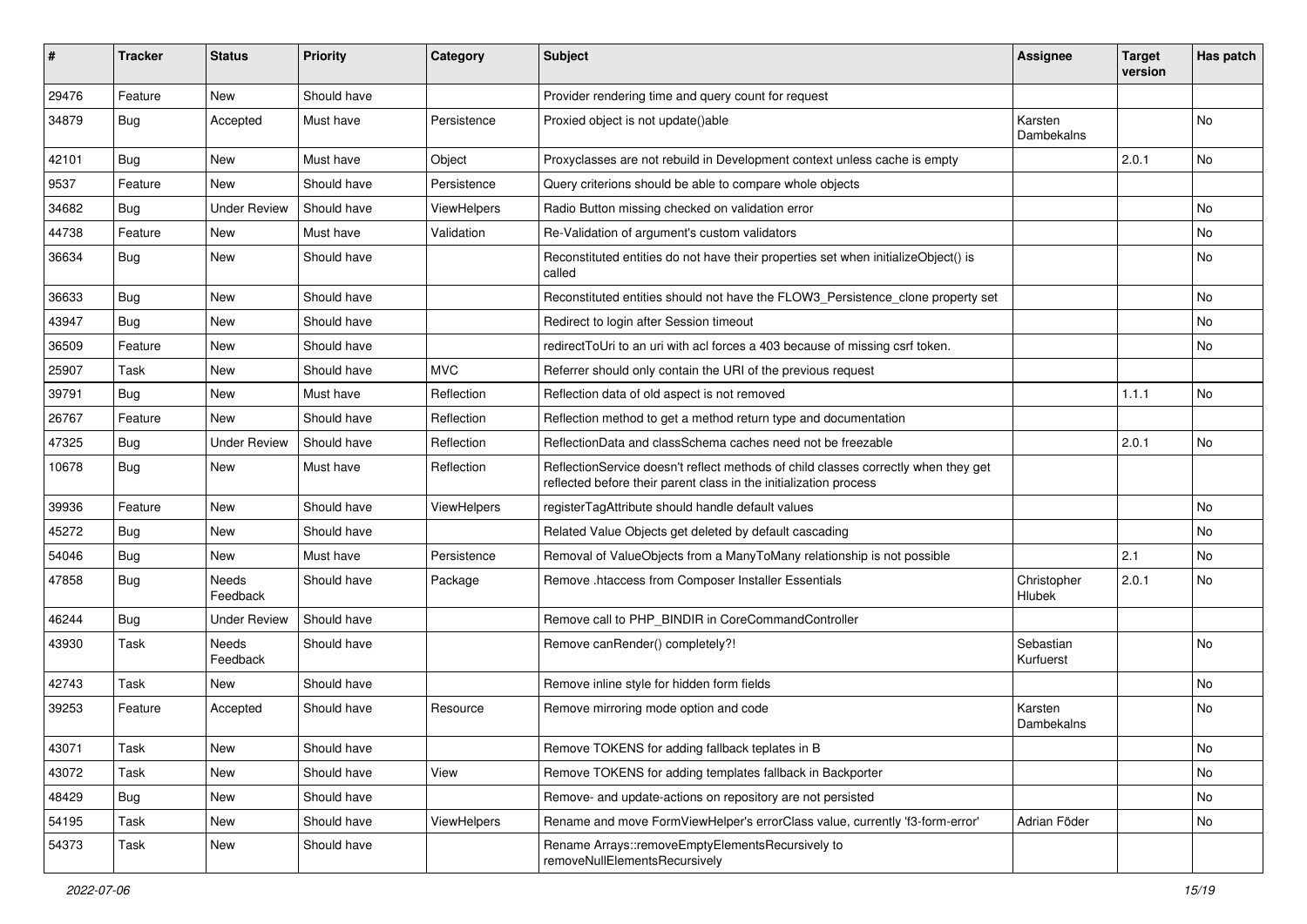| # | Tracker | Status | Priority | Category | Subject | Assignee | Target version | Has patch |
|---|---|---|---|---|---|---|---|---|
| 29476 | Feature | New | Should have | | Provider rendering time and query count for request | | | |
| 34879 | Bug | Accepted | Must have | Persistence | Proxied object is not update()able | Karsten Dambekalns | | No |
| 42101 | Bug | New | Must have | Object | Proxyclasses are not rebuild in Development context unless cache is empty | | 2.0.1 | No |
| 9537 | Feature | New | Should have | Persistence | Query criterions should be able to compare whole objects | | | |
| 34682 | Bug | Under Review | Should have | ViewHelpers | Radio Button missing checked on validation error | | | No |
| 44738 | Feature | New | Must have | Validation | Re-Validation of argument's custom validators | | | No |
| 36634 | Bug | New | Should have | | Reconstituted entities do not have their properties set when initializeObject() is called | | | No |
| 36633 | Bug | New | Should have | | Reconstituted entities should not have the FLOW3_Persistence_clone property set | | | No |
| 43947 | Bug | New | Should have | | Redirect to login after Session timeout | | | No |
| 36509 | Feature | New | Should have | | redirectToUri to an uri with acl forces a 403 because of missing csrf token. | | | No |
| 25907 | Task | New | Should have | MVC | Referrer should only contain the URI of the previous request | | | |
| 39791 | Bug | New | Must have | Reflection | Reflection data of old aspect is not removed | | 1.1.1 | No |
| 26767 | Feature | New | Should have | Reflection | Reflection method to get a method return type and documentation | | | |
| 47325 | Bug | Under Review | Should have | Reflection | ReflectionData and classSchema caches need not be freezable | | 2.0.1 | No |
| 10678 | Bug | New | Must have | Reflection | ReflectionService doesn't reflect methods of child classes correctly when they get reflected before their parent class in the initialization process | | | |
| 39936 | Feature | New | Should have | ViewHelpers | registerTagAttribute should handle default values | | | No |
| 45272 | Bug | New | Should have | | Related Value Objects get deleted by default cascading | | | No |
| 54046 | Bug | New | Must have | Persistence | Removal of ValueObjects from a ManyToMany relationship is not possible | | 2.1 | No |
| 47858 | Bug | Needs Feedback | Should have | Package | Remove .htaccess from Composer Installer Essentials | Christopher Hlubek | 2.0.1 | No |
| 46244 | Bug | Under Review | Should have | | Remove call to PHP_BINDIR in CoreCommandController | | | |
| 43930 | Task | Needs Feedback | Should have | | Remove canRender() completely?! | Sebastian Kurfuerst | | No |
| 42743 | Task | New | Should have | | Remove inline style for hidden form fields | | | No |
| 39253 | Feature | Accepted | Should have | Resource | Remove mirroring mode option and code | Karsten Dambekalns | | No |
| 43071 | Task | New | Should have | | Remove TOKENS for adding fallback teplates in B | | | No |
| 43072 | Task | New | Should have | View | Remove TOKENS for adding templates fallback in Backporter | | | No |
| 48429 | Bug | New | Should have | | Remove- and update-actions on repository are not persisted | | | No |
| 54195 | Task | New | Should have | ViewHelpers | Rename and move FormViewHelper's errorClass value, currently 'f3-form-error' | Adrian Föder | | No |
| 54373 | Task | New | Should have | | Rename Arrays::removeEmptyElementsRecursively to removeNullElementsRecursively | | | |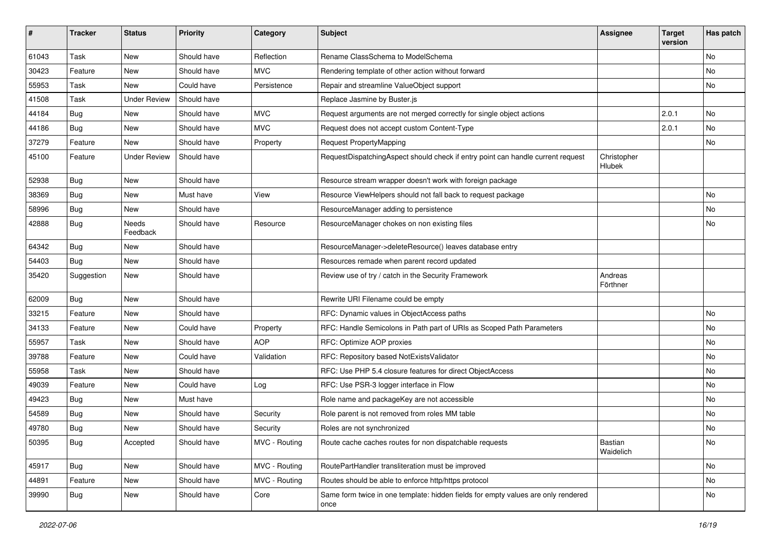| # | Tracker | Status | Priority | Category | Subject | Assignee | Target version | Has patch |
|---|---|---|---|---|---|---|---|---|
| 61043 | Task | New | Should have | Reflection | Rename ClassSchema to ModelSchema | | | No |
| 30423 | Feature | New | Should have | MVC | Rendering template of other action without forward | | | No |
| 55953 | Task | New | Could have | Persistence | Repair and streamline ValueObject support | | | No |
| 41508 | Task | Under Review | Should have | | Replace Jasmine by Buster.js | | | |
| 44184 | Bug | New | Should have | MVC | Request arguments are not merged correctly for single object actions | | 2.0.1 | No |
| 44186 | Bug | New | Should have | MVC | Request does not accept custom Content-Type | | 2.0.1 | No |
| 37279 | Feature | New | Should have | Property | Request PropertyMapping | | | No |
| 45100 | Feature | Under Review | Should have | | RequestDispatchingAspect should check if entry point can handle current request | Christopher Hlubek | | |
| 52938 | Bug | New | Should have | | Resource stream wrapper doesn't work with foreign package | | | |
| 38369 | Bug | New | Must have | View | Resource ViewHelpers should not fall back to request package | | | No |
| 58996 | Bug | New | Should have | | ResourceManager adding to persistence | | | No |
| 42888 | Bug | Needs Feedback | Should have | Resource | ResourceManager chokes on non existing files | | | No |
| 64342 | Bug | New | Should have | | ResourceManager->deleteResource() leaves database entry | | | |
| 54403 | Bug | New | Should have | | Resources remade when parent record updated | | | |
| 35420 | Suggestion | New | Should have | | Review use of try / catch in the Security Framework | Andreas Förthner | | |
| 62009 | Bug | New | Should have | | Rewrite URI Filename could be empty | | | |
| 33215 | Feature | New | Should have | | RFC: Dynamic values in ObjectAccess paths | | | No |
| 34133 | Feature | New | Could have | Property | RFC: Handle Semicolons in Path part of URIs as Scoped Path Parameters | | | No |
| 55957 | Task | New | Should have | AOP | RFC: Optimize AOP proxies | | | No |
| 39788 | Feature | New | Could have | Validation | RFC: Repository based NotExistsValidator | | | No |
| 55958 | Task | New | Should have | | RFC: Use PHP 5.4 closure features for direct ObjectAccess | | | No |
| 49039 | Feature | New | Could have | Log | RFC: Use PSR-3 logger interface in Flow | | | No |
| 49423 | Bug | New | Must have | | Role name and packageKey are not accessible | | | No |
| 54589 | Bug | New | Should have | Security | Role parent is not removed from roles MM table | | | No |
| 49780 | Bug | New | Should have | Security | Roles are not synchronized | | | No |
| 50395 | Bug | Accepted | Should have | MVC - Routing | Route cache caches routes for non dispatchable requests | Bastian Waidelich | | No |
| 45917 | Bug | New | Should have | MVC - Routing | RoutePartHandler transliteration must be improved | | | No |
| 44891 | Feature | New | Should have | MVC - Routing | Routes should be able to enforce http/https protocol | | | No |
| 39990 | Bug | New | Should have | Core | Same form twice in one template: hidden fields for empty values are only rendered once | | | No |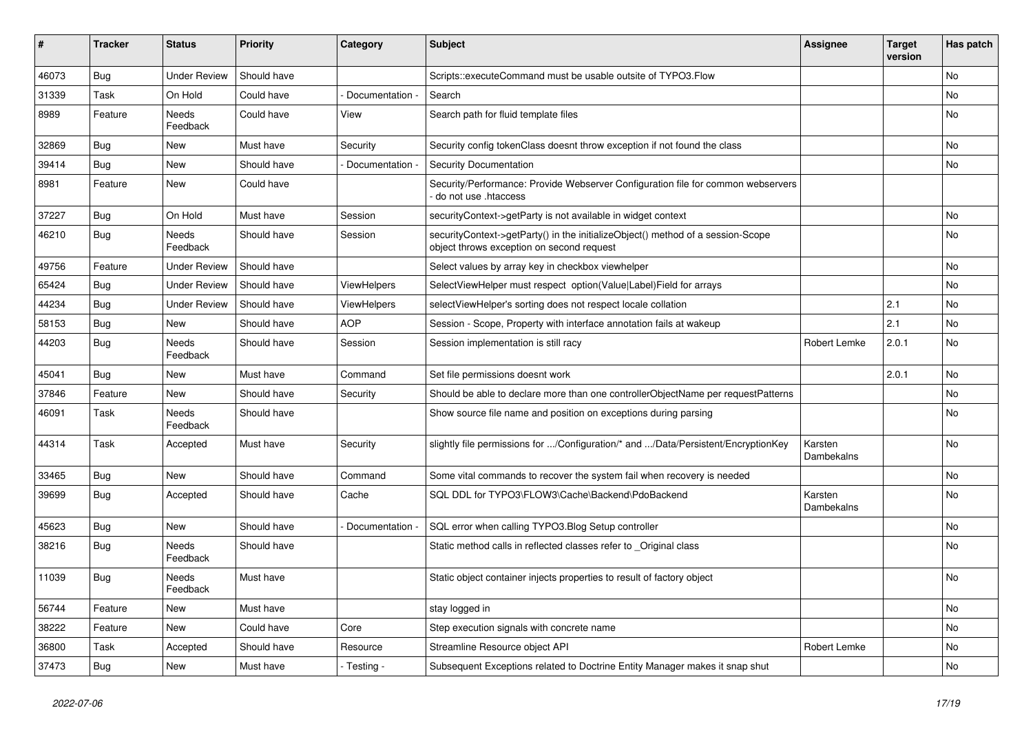| # | Tracker | Status | Priority | Category | Subject | Assignee | Target version | Has patch |
|---|---|---|---|---|---|---|---|---|
| 46073 | Bug | Under Review | Should have | | Scripts::executeCommand must be usable outsite of TYPO3.Flow | | | No |
| 31339 | Task | On Hold | Could have | - Documentation - | Search | | | No |
| 8989 | Feature | Needs Feedback | Could have | View | Search path for fluid template files | | | No |
| 32869 | Bug | New | Must have | Security | Security config tokenClass doesnt throw exception if not found the class | | | No |
| 39414 | Bug | New | Should have | - Documentation - | Security Documentation | | | No |
| 8981 | Feature | New | Could have | | Security/Performance: Provide Webserver Configuration file for common webservers - do not use .htaccess | | | |
| 37227 | Bug | On Hold | Must have | Session | securityContext->getParty is not available in widget context | | | No |
| 46210 | Bug | Needs Feedback | Should have | Session | securityContext->getParty() in the initializeObject() method of a session-Scope object throws exception on second request | | | No |
| 49756 | Feature | Under Review | Should have | | Select values by array key in checkbox viewhelper | | | No |
| 65424 | Bug | Under Review | Should have | ViewHelpers | SelectViewHelper must respect option(Value\|Label)Field for arrays | | | No |
| 44234 | Bug | Under Review | Should have | ViewHelpers | selectViewHelper's sorting does not respect locale collation | | 2.1 | No |
| 58153 | Bug | New | Should have | AOP | Session - Scope, Property with interface annotation fails at wakeup | | 2.1 | No |
| 44203 | Bug | Needs Feedback | Should have | Session | Session implementation is still racy | Robert Lemke | 2.0.1 | No |
| 45041 | Bug | New | Must have | Command | Set file permissions doesnt work | | 2.0.1 | No |
| 37846 | Feature | New | Should have | Security | Should be able to declare more than one controllerObjectName per requestPatterns | | | No |
| 46091 | Task | Needs Feedback | Should have | | Show source file name and position on exceptions during parsing | | | No |
| 44314 | Task | Accepted | Must have | Security | slightly file permissions for .../Configuration/* and .../Data/Persistent/EncryptionKey | Karsten Dambekalns | | No |
| 33465 | Bug | New | Should have | Command | Some vital commands to recover the system fail when recovery is needed | | | No |
| 39699 | Bug | Accepted | Should have | Cache | SQL DDL for TYPO3\FLOW3\Cache\Backend\PdoBackend | Karsten Dambekalns | | No |
| 45623 | Bug | New | Should have | - Documentation - | SQL error when calling TYPO3.Blog Setup controller | | | No |
| 38216 | Bug | Needs Feedback | Should have | | Static method calls in reflected classes refer to _Original class | | | No |
| 11039 | Bug | Needs Feedback | Must have | | Static object container injects properties to result of factory object | | | No |
| 56744 | Feature | New | Must have | | stay logged in | | | No |
| 38222 | Feature | New | Could have | Core | Step execution signals with concrete name | | | No |
| 36800 | Task | Accepted | Should have | Resource | Streamline Resource object API | Robert Lemke | | No |
| 37473 | Bug | New | Must have | - Testing - | Subsequent Exceptions related to Doctrine Entity Manager makes it snap shut | | | No |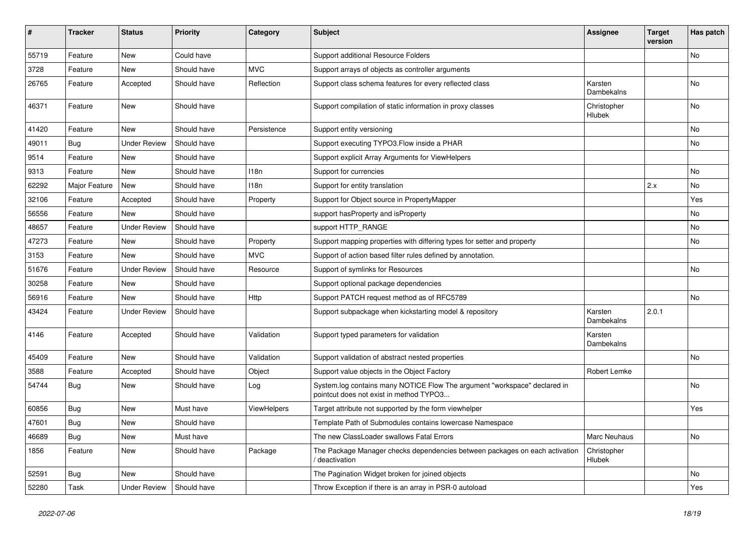| # | Tracker | Status | Priority | Category | Subject | Assignee | Target version | Has patch |
|---|---|---|---|---|---|---|---|---|
| 55719 | Feature | New | Could have | | Support additional Resource Folders | | | No |
| 3728 | Feature | New | Should have | MVC | Support arrays of objects as controller arguments | | | |
| 26765 | Feature | Accepted | Should have | Reflection | Support class schema features for every reflected class | Karsten Dambekalns | | No |
| 46371 | Feature | New | Should have | | Support compilation of static information in proxy classes | Christopher Hlubek | | No |
| 41420 | Feature | New | Should have | Persistence | Support entity versioning | | | No |
| 49011 | Bug | Under Review | Should have | | Support executing TYPO3.Flow inside a PHAR | | | No |
| 9514 | Feature | New | Should have | | Support explicit Array Arguments for ViewHelpers | | | |
| 9313 | Feature | New | Should have | I18n | Support for currencies | | | No |
| 62292 | Major Feature | New | Should have | I18n | Support for entity translation | | 2.x | No |
| 32106 | Feature | Accepted | Should have | Property | Support for Object source in PropertyMapper | | | Yes |
| 56556 | Feature | New | Should have | | support hasProperty and isProperty | | | No |
| 48657 | Feature | Under Review | Should have | | support HTTP_RANGE | | | No |
| 47273 | Feature | New | Should have | Property | Support mapping properties with differing types for setter and property | | | No |
| 3153 | Feature | New | Should have | MVC | Support of action based filter rules defined by annotation. | | | |
| 51676 | Feature | Under Review | Should have | Resource | Support of symlinks for Resources | | | No |
| 30258 | Feature | New | Should have | | Support optional package dependencies | | | |
| 56916 | Feature | New | Should have | Http | Support PATCH request method as of RFC5789 | | | No |
| 43424 | Feature | Under Review | Should have | | Support subpackage when kickstarting model & repository | Karsten Dambekalns | 2.0.1 | |
| 4146 | Feature | Accepted | Should have | Validation | Support typed parameters for validation | Karsten Dambekalns | | |
| 45409 | Feature | New | Should have | Validation | Support validation of abstract nested properties | | | No |
| 3588 | Feature | Accepted | Should have | Object | Support value objects in the Object Factory | Robert Lemke | | |
| 54744 | Bug | New | Should have | Log | System.log contains many NOTICE Flow The argument "workspace" declared in pointcut does not exist in method TYPO3... | | | No |
| 60856 | Bug | New | Must have | ViewHelpers | Target attribute not supported by the form viewhelper | | | Yes |
| 47601 | Bug | New | Should have | | Template Path of Submodules contains lowercase Namespace | | | |
| 46689 | Bug | New | Must have | | The new ClassLoader swallows Fatal Errors | Marc Neuhaus | | No |
| 1856 | Feature | New | Should have | Package | The Package Manager checks dependencies between packages on each activation / deactivation | Christopher Hlubek | | |
| 52591 | Bug | New | Should have | | The Pagination Widget broken for joined objects | | | No |
| 52280 | Task | Under Review | Should have | | Throw Exception if there is an array in PSR-0 autoload | | | Yes |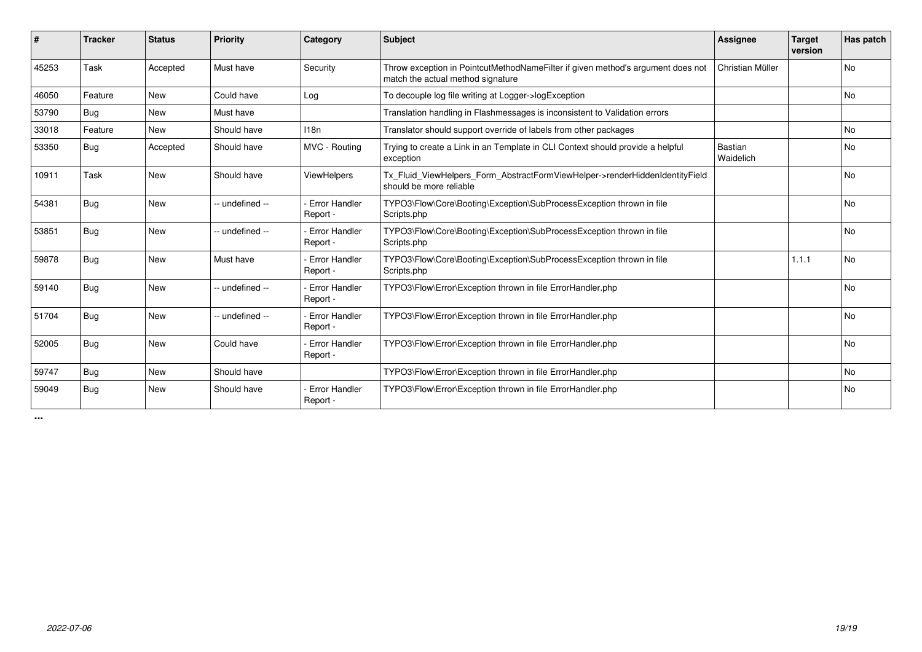| # | Tracker | Status | Priority | Category | Subject | Assignee | Target version | Has patch |
|---|---|---|---|---|---|---|---|---|
| 45253 | Task | Accepted | Must have | Security | Throw exception in PointcutMethodNameFilter if given method's argument does not match the actual method signature | Christian Müller | | No |
| 46050 | Feature | New | Could have | Log | To decouple log file writing at Logger->logException | | | No |
| 53790 | Bug | New | Must have | | Translation handling in Flashmessages is inconsistent to Validation errors | | | |
| 33018 | Feature | New | Should have | I18n | Translator should support override of labels from other packages | | | No |
| 53350 | Bug | Accepted | Should have | MVC - Routing | Trying to create a Link in an Template in CLI Context should provide a helpful exception | Bastian Waidelich | | No |
| 10911 | Task | New | Should have | ViewHelpers | Tx_Fluid_ViewHelpers_Form_AbstractFormViewHelper->renderHiddenIdentityField should be more reliable | | | No |
| 54381 | Bug | New | -- undefined -- | - Error Handler Report - | TYPO3\Flow\Core\Booting\Exception\SubProcessException thrown in file Scripts.php | | | No |
| 53851 | Bug | New | -- undefined -- | - Error Handler Report - | TYPO3\Flow\Core\Booting\Exception\SubProcessException thrown in file Scripts.php | | | No |
| 59878 | Bug | New | Must have | - Error Handler Report - | TYPO3\Flow\Core\Booting\Exception\SubProcessException thrown in file Scripts.php | | 1.1.1 | No |
| 59140 | Bug | New | -- undefined -- | - Error Handler Report - | TYPO3\Flow\Error\Exception thrown in file ErrorHandler.php | | | No |
| 51704 | Bug | New | -- undefined -- | - Error Handler Report - | TYPO3\Flow\Error\Exception thrown in file ErrorHandler.php | | | No |
| 52005 | Bug | New | Could have | - Error Handler Report - | TYPO3\Flow\Error\Exception thrown in file ErrorHandler.php | | | No |
| 59747 | Bug | New | Should have | | TYPO3\Flow\Error\Exception thrown in file ErrorHandler.php | | | No |
| 59049 | Bug | New | Should have | - Error Handler Report - | TYPO3\Flow\Error\Exception thrown in file ErrorHandler.php | | | No |

...